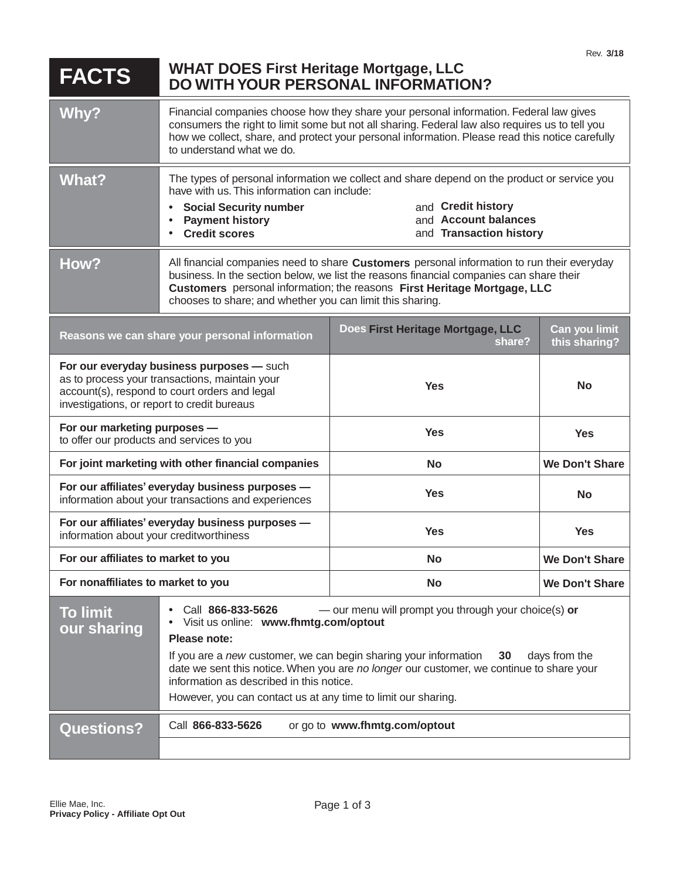Rev. 3/18

# FACTS — WHAT DOES First Heritage Mortgage, LLC DO WITH YOUR PERSONAL INFORMATION?

| | |
|---|---|
| **Why?** | Financial companies choose how they share your personal information. Federal law gives consumers the right to limit some but not all sharing. Federal law also requires us to tell you how we collect, share, and protect your personal information. Please read this notice carefully to understand what we do. |
| **What?** | The types of personal information we collect and share depend on the product or service you have with us. This information can include:<br>• **Social Security number** and **Credit history**<br>• **Payment history** and **Account balances**<br>• **Credit scores** and **Transaction history** |
| **How?** | All financial companies need to share **Customers** personal information to run their everyday business. In the section below, we list the reasons financial companies can share their **Customers** personal information; the reasons **First Heritage Mortgage, LLC** chooses to share; and whether you can limit this sharing. |

| Reasons we can share your personal information | Does First Heritage Mortgage, LLC share? | Can you limit this sharing? |
|---|---|---|
| **For our everyday business purposes —** such as to process your transactions, maintain your account(s), respond to court orders and legal investigations, or report to credit bureaus | Yes | No |
| **For our marketing purposes —** to offer our products and services to you | Yes | Yes |
| **For joint marketing with other financial companies** | No | We Don't Share |
| **For our affiliates' everyday business purposes —** information about your transactions and experiences | Yes | No |
| **For our affiliates' everyday business purposes —** information about your creditworthiness | Yes | Yes |
| **For our affiliates to market to you** | No | We Don't Share |
| **For nonaffiliates to market to you** | No | We Don't Share |

| | |
|---|---|
| **To limit our sharing** | • Call **866-833-5626** — our menu will prompt you through your choice(s) **or**<br>• Visit us online: **www.fhmtg.com/optout**<br>**Please note:**<br>If you are a *new* customer, we can begin sharing your information **30** days from the date we sent this notice. When you are *no longer* our customer, we continue to share your information as described in this notice.<br>However, you can contact us at any time to limit our sharing. |
| **Questions?** | Call **866-833-5626** or go to **www.fhmtg.com/optout** |

Ellie Mae, Inc.
**Privacy Policy - Affiliate Opt Out**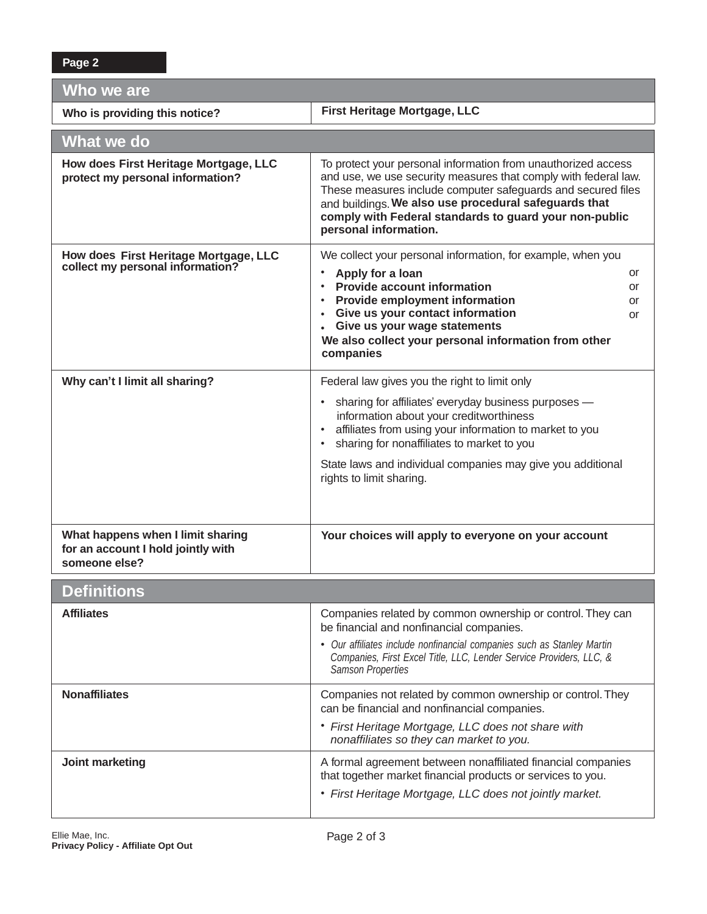| Who we are | |
|---|---|
| **Who is providing this notice?** | **First Heritage Mortgage, LLC** |

| What we do | |
|---|---|
| **How does First Heritage Mortgage, LLC protect my personal information?** | To protect your personal information from unauthorized access and use, we use security measures that comply with federal law. These measures include computer safeguards and secured files and buildings. **We also use procedural safeguards that comply with Federal standards to guard your non-public personal information.** |
| **How does First Heritage Mortgage, LLC collect my personal information?** | We collect your personal information, for example, when you<br>• **Apply for a loan** or<br>• **Provide account information** or<br>• **Provide employment information** or<br>• **Give us your contact information** or<br>• **Give us your wage statements**<br>**We also collect your personal information from other companies** |
| **Why can't I limit all sharing?** | Federal law gives you the right to limit only<br>• sharing for affiliates' everyday business purposes — information about your creditworthiness<br>• affiliates from using your information to market to you<br>• sharing for nonaffiliates to market to you<br><br>State laws and individual companies may give you additional rights to limit sharing. |
| **What happens when I limit sharing for an account I hold jointly with someone else?** | **Your choices will apply to everyone on your account** |

| Definitions | |
|---|---|
| **Affiliates** | Companies related by common ownership or control. They can be financial and nonfinancial companies.<br>• *Our affiliates include nonfinancial companies such as Stanley Martin Companies, First Excel Title, LLC, Lender Service Providers, LLC, & Samson Properties* |
| **Nonaffiliates** | Companies not related by common ownership or control. They can be financial and nonfinancial companies.<br>• *First Heritage Mortgage, LLC does not share with nonaffiliates so they can market to you.* |
| **Joint marketing** | A formal agreement between nonaffiliated financial companies that together market financial products or services to you.<br>• *First Heritage Mortgage, LLC does not jointly market.* |

Ellie Mae, Inc.
**Privacy Policy - Affiliate Opt Out**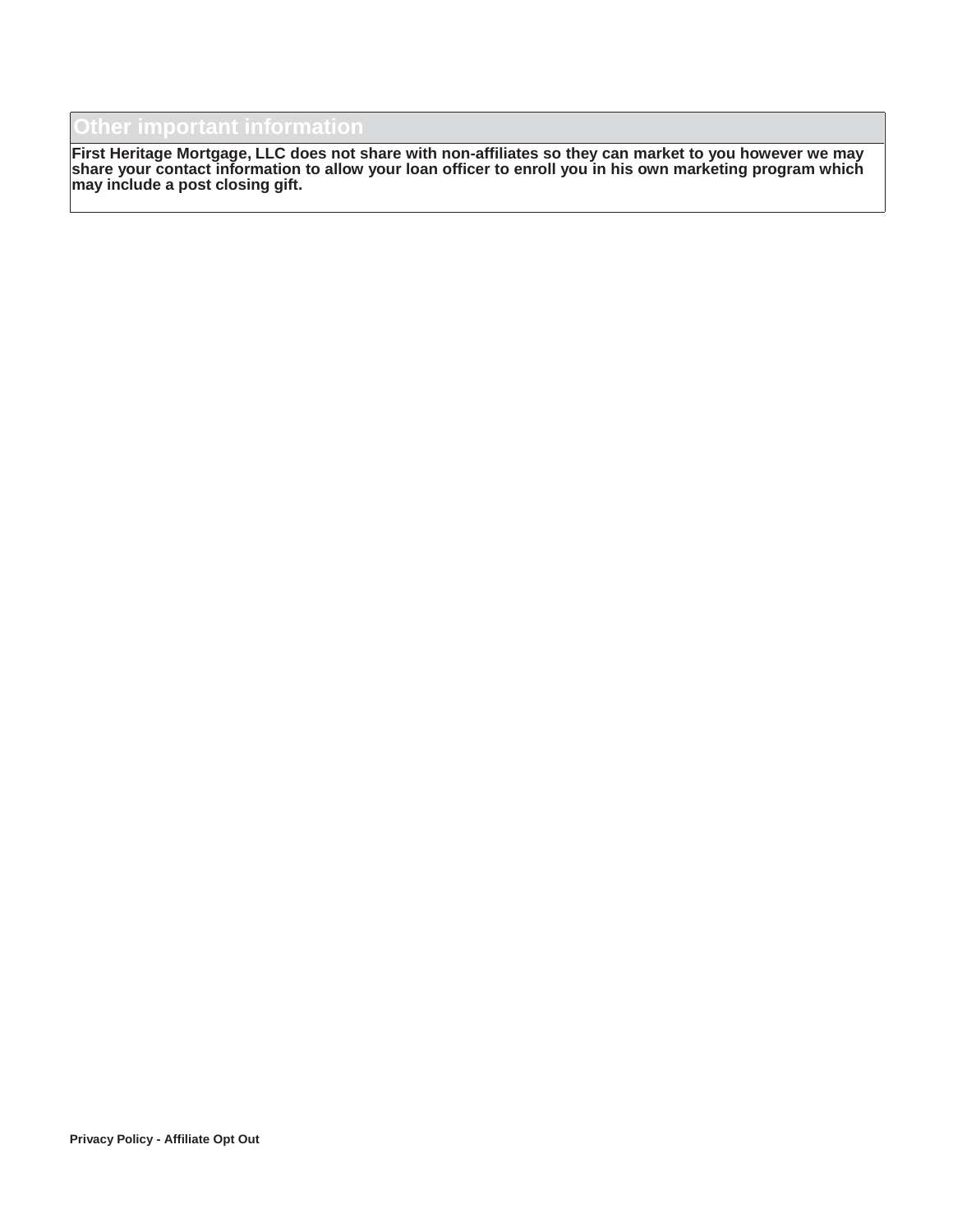## Other important information

**First Heritage Mortgage, LLC does not share with non-affiliates so they can market to you however we may share your contact information to allow your loan officer to enroll you in his own marketing program which may include a post closing gift.**